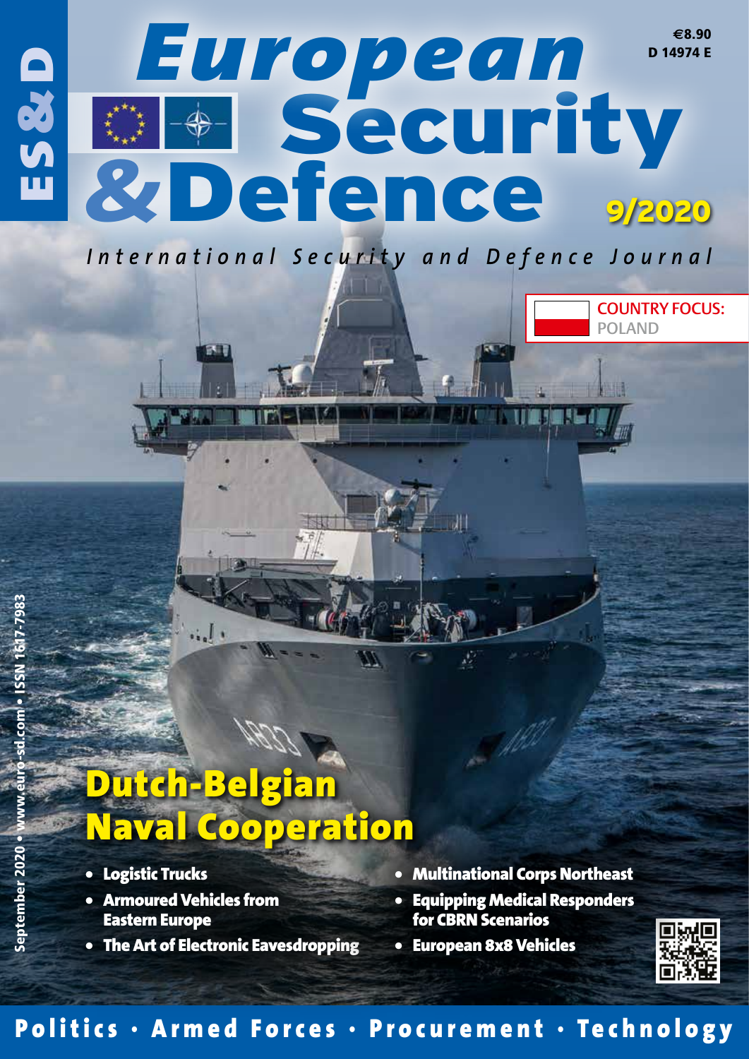ES&D

# European Security & Defence

€8.90
D 14974 E

9/2020

*International Security and Defence Journal*

**COUNTRY FOCUS:** POLAND

## Dutch-Belgian Naval Cooperation

- **Logistic Trucks**
- **Armoured Vehicles from Eastern Europe**
- **The Art of Electronic Eavesdropping**
- **Multinational Corps Northeast**
- **Equipping Medical Responders for CBRN Scenarios**
- **European 8x8 Vehicles**

September 2020 • www.euro-sd.com • ISSN 1617-7983

**Politics · Armed Forces · Procurement · Technology**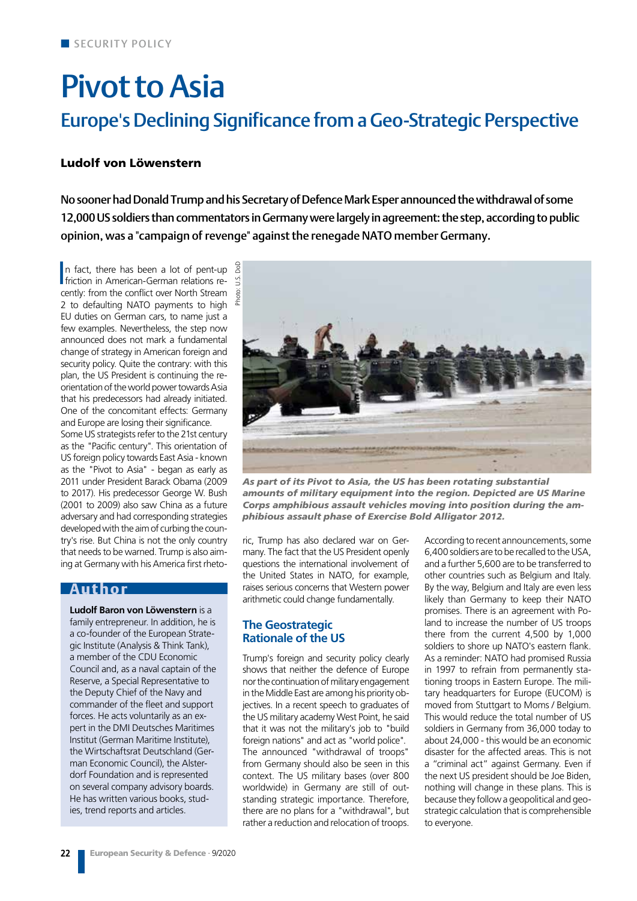SECURITY POLICY

# Pivot to Asia

## Europe's Declining Significance from a Geo-Strategic Perspective

**Ludolf von Löwenstern**

**No sooner had Donald Trump and his Secretary of Defence Mark Esper announced the withdrawal of some 12,000 US soldiers than commentators in Germany were largely in agreement: the step, according to public opinion, was a "campaign of revenge" against the renegade NATO member Germany.**

In fact, there has been a lot of pent-up friction in American-German relations recently: from the conflict over North Stream 2 to defaulting NATO payments to high EU duties on German cars, to name just a few examples. Nevertheless, the step now announced does not mark a fundamental change of strategy in American foreign and security policy. Quite the contrary: with this plan, the US President is continuing the reorientation of the world power towards Asia that his predecessors had already initiated. One of the concomitant effects: Germany and Europe are losing their significance.

Some US strategists refer to the 21st century as the "Pacific century". This orientation of US foreign policy towards East Asia - known as the "Pivot to Asia" - began as early as 2011 under President Barack Obama (2009 to 2017). His predecessor George W. Bush (2001 to 2009) also saw China as a future adversary and had corresponding strategies developed with the aim of curbing the country's rise. But China is not the only country that needs to be warned. Trump is also aiming at Germany with his America first rhetoric, Trump has also declared war on Germany. The fact that the US President openly questions the international involvement of the United States in NATO, for example, raises serious concerns that Western power arithmetic could change fundamentally.

Photo: U.S. DoD

*As part of its Pivot to Asia, the US has been rotating substantial amounts of military equipment into the region. Depicted are US Marine Corps amphibious assault vehicles moving into position during the amphibious assault phase of Exercise Bold Alligator 2012.*

### Author

**Ludolf Baron von Löwenstern** is a family entrepreneur. In addition, he is a co-founder of the European Strategic Institute (Analysis & Think Tank), a member of the CDU Economic Council and, as a naval captain of the Reserve, a Special Representative to the Deputy Chief of the Navy and commander of the fleet and support forces. He acts voluntarily as an expert in the DMI Deutsches Maritimes Institut (German Maritime Institute), the Wirtschaftsrat Deutschland (German Economic Council), the Alsterdorf Foundation and is represented on several company advisory boards. He has written various books, studies, trend reports and articles.

### The Geostrategic Rationale of the US

Trump's foreign and security policy clearly shows that neither the defence of Europe nor the continuation of military engagement in the Middle East are among his priority objectives. In a recent speech to graduates of the US military academy West Point, he said that it was not the military's job to "build foreign nations" and act as "world police". The announced "withdrawal of troops" from Germany should also be seen in this context. The US military bases (over 800 worldwide) in Germany are still of outstanding strategic importance. Therefore, there are no plans for a "withdrawal", but rather a reduction and relocation of troops.

According to recent announcements, some 6,400 soldiers are to be recalled to the USA, and a further 5,600 are to be transferred to other countries such as Belgium and Italy. By the way, Belgium and Italy are even less likely than Germany to keep their NATO promises. There is an agreement with Poland to increase the number of US troops there from the current 4,500 by 1,000 soldiers to shore up NATO's eastern flank. As a reminder: NATO had promised Russia in 1997 to refrain from permanently stationing troops in Eastern Europe. The military headquarters for Europe (EUCOM) is moved from Stuttgart to Moms / Belgium. This would reduce the total number of US soldiers in Germany from 36,000 today to about 24,000 - this would be an economic disaster for the affected areas. This is not a "criminal act" against Germany. Even if the next US president should be Joe Biden, nothing will change in these plans. This is because they follow a geopolitical and geostrategic calculation that is comprehensible to everyone.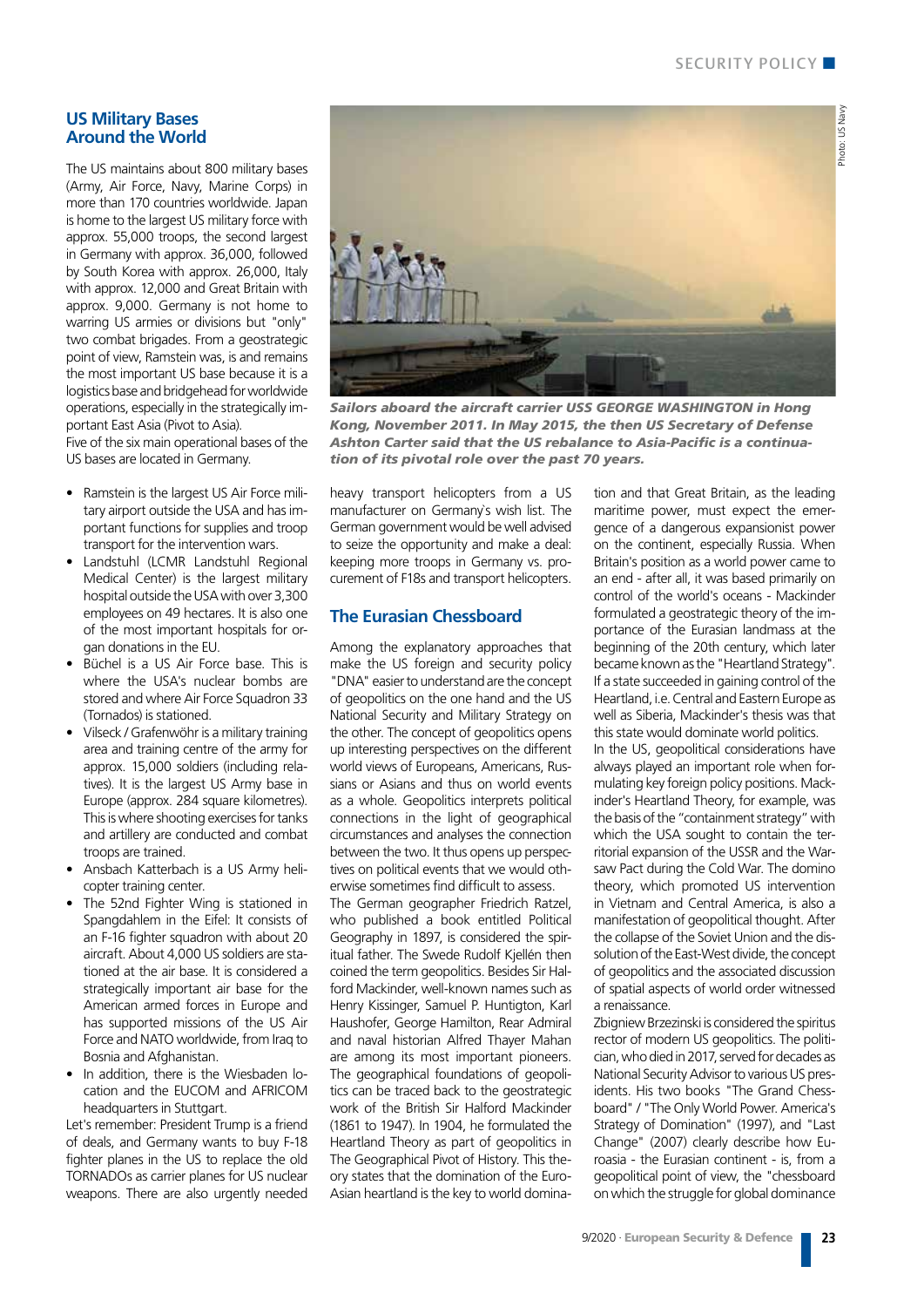## US Military Bases Around the World

The US maintains about 800 military bases (Army, Air Force, Navy, Marine Corps) in more than 170 countries worldwide. Japan is home to the largest US military force with approx. 55,000 troops, the second largest in Germany with approx. 36,000, followed by South Korea with approx. 26,000, Italy with approx. 12,000 and Great Britain with approx. 9,000. Germany is not home to warring US armies or divisions but "only" two combat brigades. From a geostrategic point of view, Ramstein was, is and remains the most important US base because it is a logistics base and bridgehead for worldwide operations, especially in the strategically important East Asia (Pivot to Asia).

Five of the six main operational bases of the US bases are located in Germany.

- Ramstein is the largest US Air Force military airport outside the USA and has important functions for supplies and troop transport for the intervention wars.
- Landstuhl (LCMR Landstuhl Regional Medical Center) is the largest military hospital outside the USA with over 3,300 employees on 49 hectares. It is also one of the most important hospitals for organ donations in the EU.
- Büchel is a US Air Force base. This is where the USA's nuclear bombs are stored and where Air Force Squadron 33 (Tornados) is stationed.
- Vilseck / Grafenwöhr is a military training area and training centre of the army for approx. 15,000 soldiers (including relatives). It is the largest US Army base in Europe (approx. 284 square kilometres). This is where shooting exercises for tanks and artillery are conducted and combat troops are trained.
- Ansbach Katterbach is a US Army helicopter training center.
- The 52nd Fighter Wing is stationed in Spangdahlem in the Eifel: It consists of an F-16 fighter squadron with about 20 aircraft. About 4,000 US soldiers are stationed at the air base. It is considered a strategically important air base for the American armed forces in Europe and has supported missions of the US Air Force and NATO worldwide, from Iraq to Bosnia and Afghanistan.
- In addition, there is the Wiesbaden location and the EUCOM and AFRICOM headquarters in Stuttgart.

Let's remember: President Trump is a friend of deals, and Germany wants to buy F-18 fighter planes in the US to replace the old TORNADOs as carrier planes for US nuclear weapons. There are also urgently needed heavy transport helicopters from a US manufacturer on Germany's wish list. The German government would be well advised to seize the opportunity and make a deal: keeping more troops in Germany vs. procurement of F18s and transport helicopters.

***Sailors aboard the aircraft carrier USS GEORGE WASHINGTON in Hong Kong, November 2011. In May 2015, the then US Secretary of Defense Ashton Carter said that the US rebalance to Asia-Pacific is a continuation of its pivotal role over the past 70 years.***

Photo: US Navy

## The Eurasian Chessboard

Among the explanatory approaches that make the US foreign and security policy "DNA" easier to understand are the concept of geopolitics on the one hand and the US National Security and Military Strategy on the other. The concept of geopolitics opens up interesting perspectives on the different world views of Europeans, Americans, Russians or Asians and thus on world events as a whole. Geopolitics interprets political connections in the light of geographical circumstances and analyses the connection between the two. It thus opens up perspectives on political events that we would otherwise sometimes find difficult to assess.

The German geographer Friedrich Ratzel, who published a book entitled Political Geography in 1897, is considered the spiritual father. The Swede Rudolf Kjellén then coined the term geopolitics. Besides Sir Halford Mackinder, well-known names such as Henry Kissinger, Samuel P. Huntigton, Karl Haushofer, George Hamilton, Rear Admiral and naval historian Alfred Thayer Mahan are among its most important pioneers. The geographical foundations of geopolitics can be traced back to the geostrategic work of the British Sir Halford Mackinder (1861 to 1947). In 1904, he formulated the Heartland Theory as part of geopolitics in The Geographical Pivot of History. This theory states that the domination of the Euro-Asian heartland is the key to world domination and that Great Britain, as the leading maritime power, must expect the emergence of a dangerous expansionist power on the continent, especially Russia. When Britain's position as a world power came to an end - after all, it was based primarily on control of the world's oceans - Mackinder formulated a geostrategic theory of the importance of the Eurasian landmass at the beginning of the 20th century, which later became known as the "Heartland Strategy". If a state succeeded in gaining control of the Heartland, i.e. Central and Eastern Europe as well as Siberia, Mackinder's thesis was that this state would dominate world politics.

In the US, geopolitical considerations have always played an important role when formulating key foreign policy positions. Mackinder's Heartland Theory, for example, was the basis of the "containment strategy" with which the USA sought to contain the territorial expansion of the USSR and the Warsaw Pact during the Cold War. The domino theory, which promoted US intervention in Vietnam and Central America, is also a manifestation of geopolitical thought. After the collapse of the Soviet Union and the dissolution of the East-West divide, the concept of geopolitics and the associated discussion of spatial aspects of world order witnessed a renaissance.

Zbigniew Brzezinski is considered the spiritus rector of modern US geopolitics. The politician, who died in 2017, served for decades as National Security Advisor to various US presidents. His two books "The Grand Chessboard" / "The Only World Power. America's Strategy of Domination" (1997), and "Last Change" (2007) clearly describe how Euroasia - the Eurasian continent - is, from a geopolitical point of view, the "chessboard on which the struggle for global dominance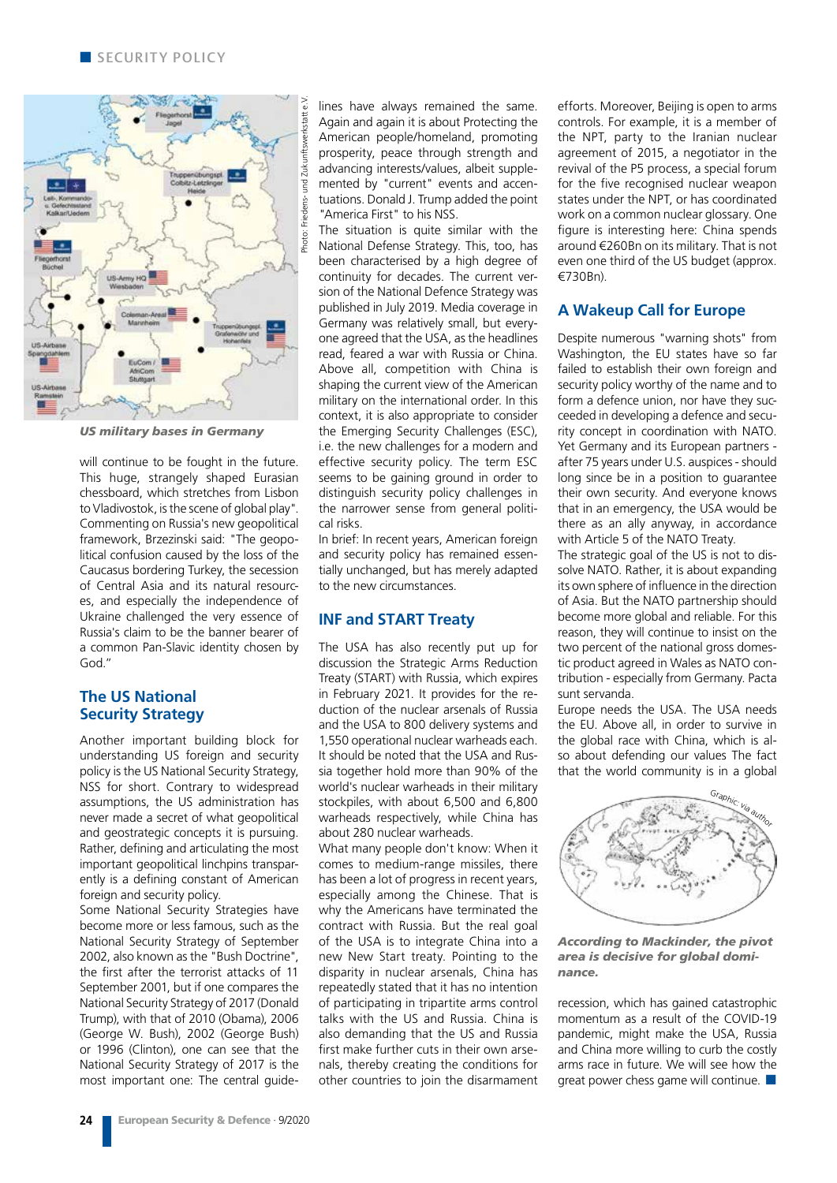US military bases in Germany

will continue to be fought in the future. This huge, strangely shaped Eurasian chessboard, which stretches from Lisbon to Vladivostok, is the scene of global play". Commenting on Russia's new geopolitical framework, Brzezinski said: "The geopolitical confusion caused by the loss of the Caucasus bordering Turkey, the secession of Central Asia and its natural resources, and especially the independence of Ukraine challenged the very essence of Russia's claim to be the banner bearer of a common Pan-Slavic identity chosen by God."

## The US National Security Strategy

Another important building block for understanding US foreign and security policy is the US National Security Strategy, NSS for short. Contrary to widespread assumptions, the US administration has never made a secret of what geopolitical and geostrategic concepts it is pursuing. Rather, defining and articulating the most important geopolitical linchpins transparently is a defining constant of American foreign and security policy.

Some National Security Strategies have become more or less famous, such as the National Security Strategy of September 2002, also known as the "Bush Doctrine", the first after the terrorist attacks of 11 September 2001, but if one compares the National Security Strategy of 2017 (Donald Trump), with that of 2010 (Obama), 2006 (George W. Bush), 2002 (George Bush) or 1996 (Clinton), one can see that the National Security Strategy of 2017 is the most important one: The central guidelines have always remained the same. Again and again it is about Protecting the American people/homeland, promoting prosperity, peace through strength and advancing interests/values, albeit supplemented by "current" events and accentuations. Donald J. Trump added the point "America First" to his NSS.

The situation is quite similar with the National Defense Strategy. This, too, has been characterised by a high degree of continuity for decades. The current version of the National Defence Strategy was published in July 2019. Media coverage in Germany was relatively small, but everyone agreed that the USA, as the headlines read, feared a war with Russia or China. Above all, competition with China is shaping the current view of the American military on the international order. In this context, it is also appropriate to consider the Emerging Security Challenges (ESC), i.e. the new challenges for a modern and effective security policy. The term ESC seems to be gaining ground in order to distinguish security policy challenges in the narrower sense from general political risks.

In brief: In recent years, American foreign and security policy has remained essentially unchanged, but has merely adapted to the new circumstances.

## INF and START Treaty

The USA has also recently put up for discussion the Strategic Arms Reduction Treaty (START) with Russia, which expires in February 2021. It provides for the reduction of the nuclear arsenals of Russia and the USA to 800 delivery systems and 1,550 operational nuclear warheads each. It should be noted that the USA and Russia together hold more than 90% of the world's nuclear warheads in their military stockpiles, with about 6,500 and 6,800 warheads respectively, while China has about 280 nuclear warheads.

What many people don't know: When it comes to medium-range missiles, there has been a lot of progress in recent years, especially among the Chinese. That is why the Americans have terminated the contract with Russia. But the real goal of the USA is to integrate China into a new New Start treaty. Pointing to the disparity in nuclear arsenals, China has repeatedly stated that it has no intention of participating in tripartite arms control talks with the US and Russia. China is also demanding that the US and Russia first make further cuts in their own arsenals, thereby creating the conditions for other countries to join the disarmament efforts. Moreover, Beijing is open to arms controls. For example, it is a member of the NPT, party to the Iranian nuclear agreement of 2015, a negotiator in the revival of the P5 process, a special forum for the five recognised nuclear weapon states under the NPT, or has coordinated work on a common nuclear glossary. One figure is interesting here: China spends around €260Bn on its military. That is not even one third of the US budget (approx. €730Bn).

## A Wakeup Call for Europe

Despite numerous "warning shots" from Washington, the EU states have so far failed to establish their own foreign and security policy worthy of the name and to form a defence union, nor have they succeeded in developing a defence and security concept in coordination with NATO. Yet Germany and its European partners - after 75 years under U.S. auspices - should long since be in a position to guarantee their own security. And everyone knows that in an emergency, the USA would be there as an ally anyway, in accordance with Article 5 of the NATO Treaty.

The strategic goal of the US is not to dissolve NATO. Rather, it is about expanding its own sphere of influence in the direction of Asia. But the NATO partnership should become more global and reliable. For this reason, they will continue to insist on the two percent of the national gross domestic product agreed in Wales as NATO contribution - especially from Germany. Pacta sunt servanda.

Europe needs the USA. The USA needs the EU. Above all, in order to survive in the global race with China, which is also about defending our values The fact that the world community is in a global recession, which has gained catastrophic momentum as a result of the COVID-19 pandemic, might make the USA, Russia and China more willing to curb the costly arms race in future. We will see how the great power chess game will continue.

According to Mackinder, the pivot area is decisive for global dominance.